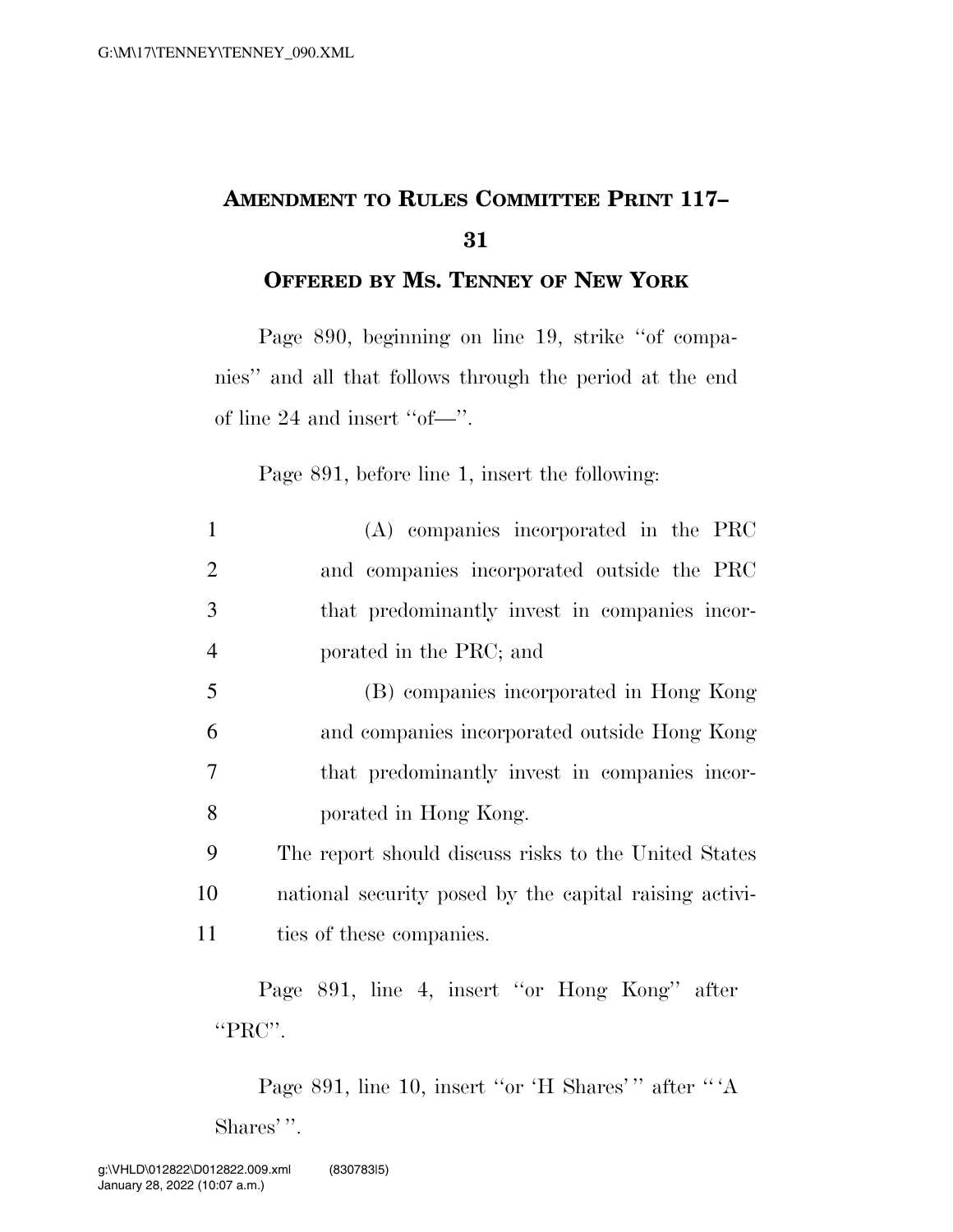# AMENDMENT TO RULES COMMITTEE PRINT 117–31

## OFFERED BY MS. TENNEY OF NEW YORK

Page 890, beginning on line 19, strike "of companies" and all that follows through the period at the end of line 24 and insert "of—".

Page 891, before line 1, insert the following:

1 (A) companies incorporated in the PRC
2 and companies incorporated outside the PRC
3 that predominantly invest in companies incor-
4 porated in the PRC; and
5 (B) companies incorporated in Hong Kong
6 and companies incorporated outside Hong Kong
7 that predominantly invest in companies incor-
8 porated in Hong Kong.
9 The report should discuss risks to the United States
10 national security posed by the capital raising activi-
11 ties of these companies.

Page 891, line 4, insert "or Hong Kong" after "PRC".

Page 891, line 10, insert "or 'H Shares'" after "'A Shares'".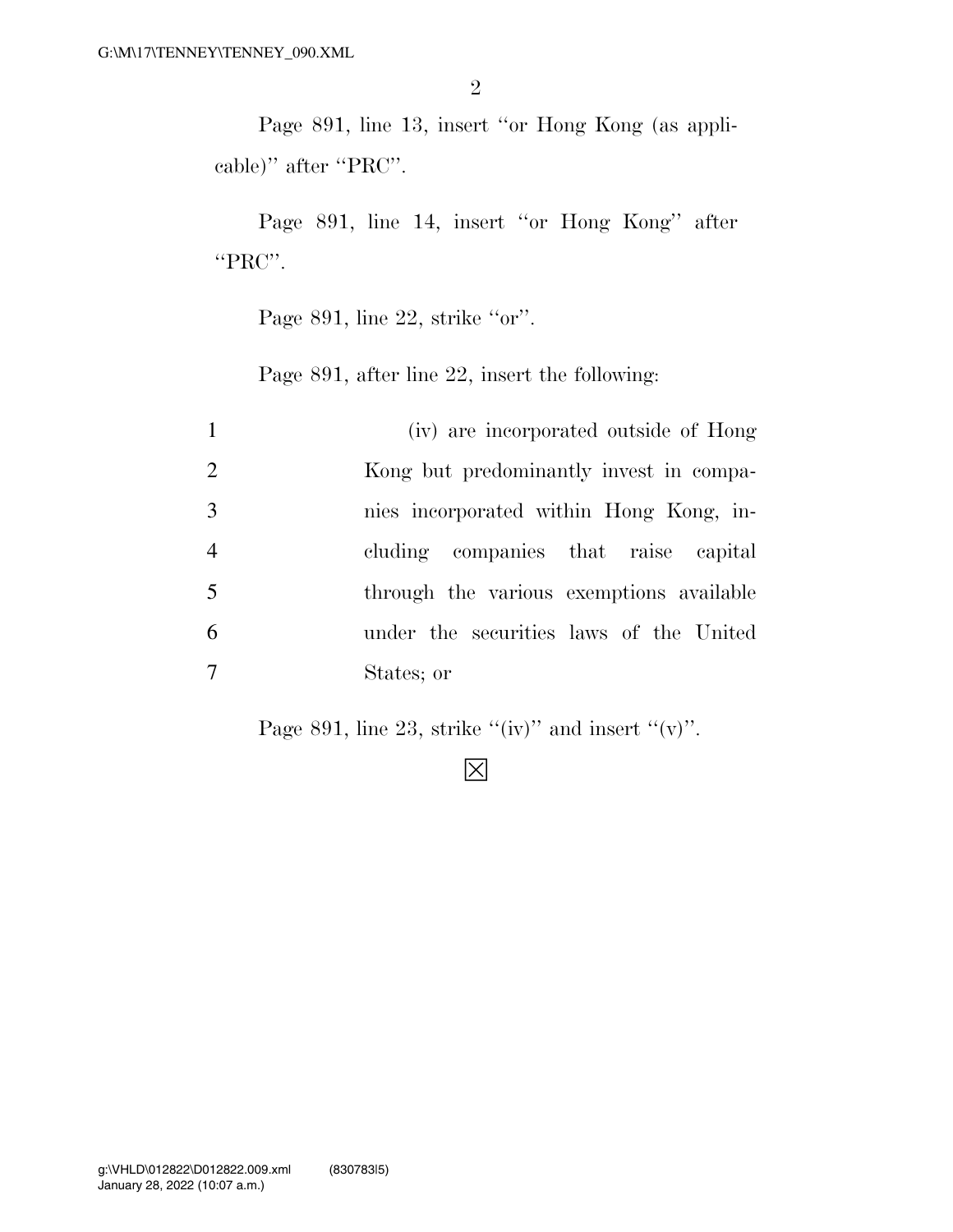Page 891, line 13, insert ''or Hong Kong (as applicable)'' after ''PRC''.

Page 891, line 14, insert ''or Hong Kong'' after ''PRC''.

Page 891, line 22, strike ''or''.

Page 891, after line 22, insert the following:

1 (iv) are incorporated outside of Hong
2 Kong but predominantly invest in compa-
3 nies incorporated within Hong Kong, in-
4 cluding companies that raise capital
5 through the various exemptions available
6 under the securities laws of the United
7 States; or

Page 891, line 23, strike ''(iv)'' and insert ''(v)''.

☒